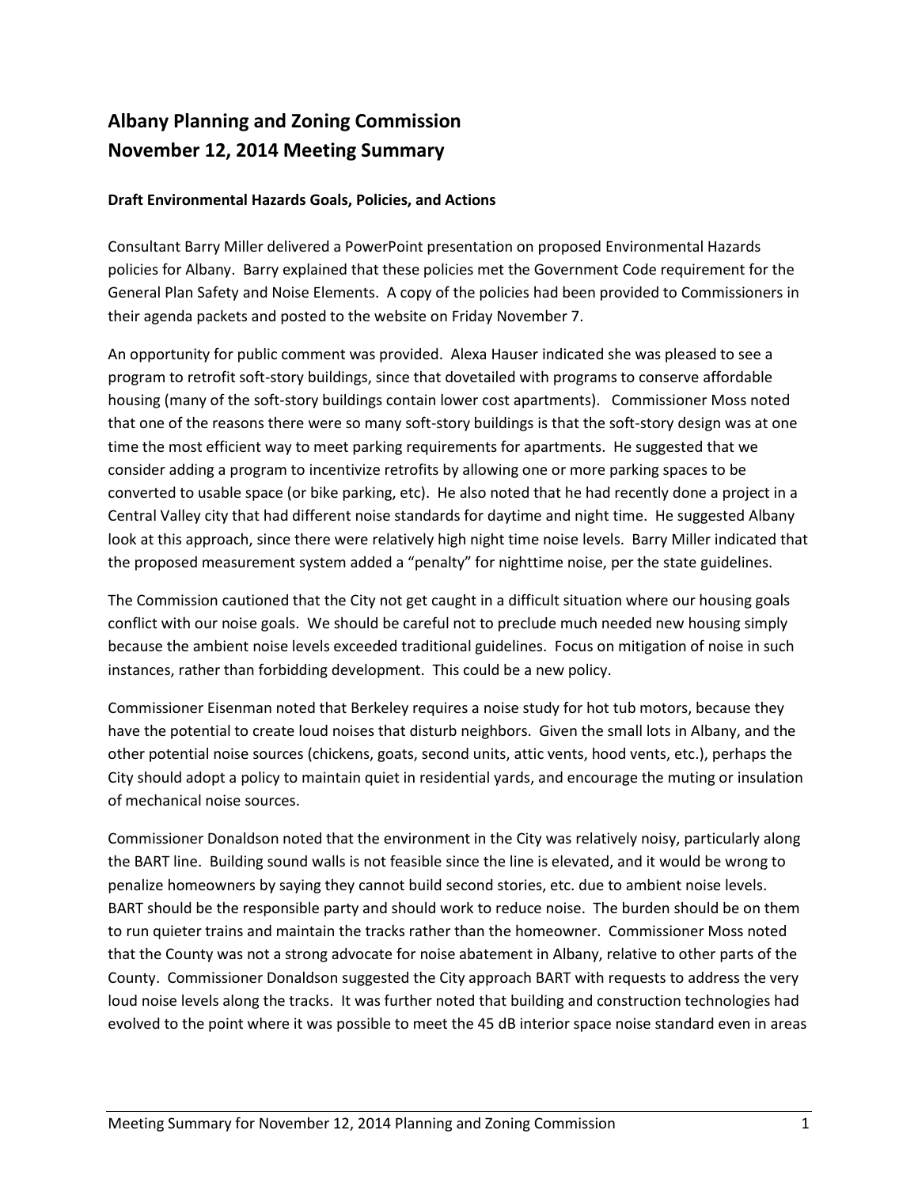# Albany Planning and Zoning Commission
# November 12, 2014 Meeting Summary

**Draft Environmental Hazards Goals, Policies, and Actions**

Consultant Barry Miller delivered a PowerPoint presentation on proposed Environmental Hazards policies for Albany. Barry explained that these policies met the Government Code requirement for the General Plan Safety and Noise Elements. A copy of the policies had been provided to Commissioners in their agenda packets and posted to the website on Friday November 7.

An opportunity for public comment was provided. Alexa Hauser indicated she was pleased to see a program to retrofit soft-story buildings, since that dovetailed with programs to conserve affordable housing (many of the soft-story buildings contain lower cost apartments). Commissioner Moss noted that one of the reasons there were so many soft-story buildings is that the soft-story design was at one time the most efficient way to meet parking requirements for apartments. He suggested that we consider adding a program to incentivize retrofits by allowing one or more parking spaces to be converted to usable space (or bike parking, etc). He also noted that he had recently done a project in a Central Valley city that had different noise standards for daytime and night time. He suggested Albany look at this approach, since there were relatively high night time noise levels. Barry Miller indicated that the proposed measurement system added a "penalty" for nighttime noise, per the state guidelines.

The Commission cautioned that the City not get caught in a difficult situation where our housing goals conflict with our noise goals. We should be careful not to preclude much needed new housing simply because the ambient noise levels exceeded traditional guidelines. Focus on mitigation of noise in such instances, rather than forbidding development. This could be a new policy.

Commissioner Eisenman noted that Berkeley requires a noise study for hot tub motors, because they have the potential to create loud noises that disturb neighbors. Given the small lots in Albany, and the other potential noise sources (chickens, goats, second units, attic vents, hood vents, etc.), perhaps the City should adopt a policy to maintain quiet in residential yards, and encourage the muting or insulation of mechanical noise sources.

Commissioner Donaldson noted that the environment in the City was relatively noisy, particularly along the BART line. Building sound walls is not feasible since the line is elevated, and it would be wrong to penalize homeowners by saying they cannot build second stories, etc. due to ambient noise levels. BART should be the responsible party and should work to reduce noise. The burden should be on them to run quieter trains and maintain the tracks rather than the homeowner. Commissioner Moss noted that the County was not a strong advocate for noise abatement in Albany, relative to other parts of the County. Commissioner Donaldson suggested the City approach BART with requests to address the very loud noise levels along the tracks. It was further noted that building and construction technologies had evolved to the point where it was possible to meet the 45 dB interior space noise standard even in areas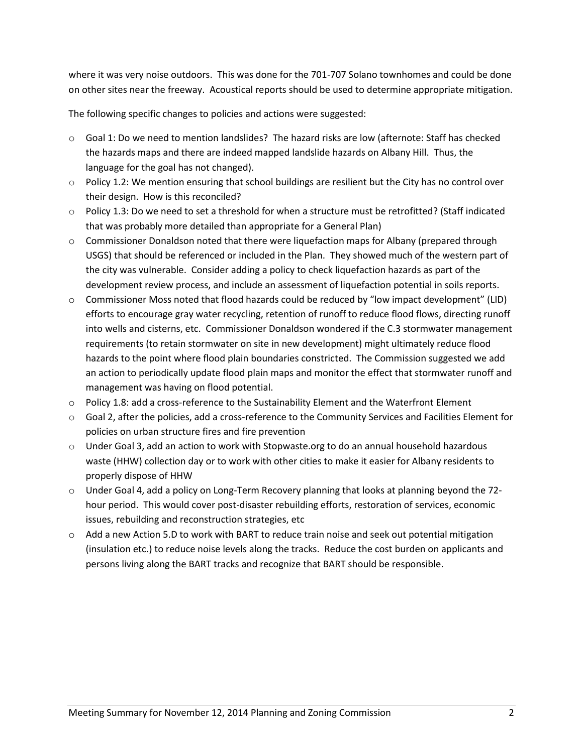where it was very noise outdoors. This was done for the 701-707 Solano townhomes and could be done on other sites near the freeway. Acoustical reports should be used to determine appropriate mitigation.

The following specific changes to policies and actions were suggested:

- Goal 1: Do we need to mention landslides? The hazard risks are low (afternote: Staff has checked the hazards maps and there are indeed mapped landslide hazards on Albany Hill. Thus, the language for the goal has not changed).
- Policy 1.2: We mention ensuring that school buildings are resilient but the City has no control over their design. How is this reconciled?
- Policy 1.3: Do we need to set a threshold for when a structure must be retrofitted? (Staff indicated that was probably more detailed than appropriate for a General Plan)
- Commissioner Donaldson noted that there were liquefaction maps for Albany (prepared through USGS) that should be referenced or included in the Plan. They showed much of the western part of the city was vulnerable. Consider adding a policy to check liquefaction hazards as part of the development review process, and include an assessment of liquefaction potential in soils reports.
- Commissioner Moss noted that flood hazards could be reduced by "low impact development" (LID) efforts to encourage gray water recycling, retention of runoff to reduce flood flows, directing runoff into wells and cisterns, etc. Commissioner Donaldson wondered if the C.3 stormwater management requirements (to retain stormwater on site in new development) might ultimately reduce flood hazards to the point where flood plain boundaries constricted. The Commission suggested we add an action to periodically update flood plain maps and monitor the effect that stormwater runoff and management was having on flood potential.
- Policy 1.8: add a cross-reference to the Sustainability Element and the Waterfront Element
- Goal 2, after the policies, add a cross-reference to the Community Services and Facilities Element for policies on urban structure fires and fire prevention
- Under Goal 3, add an action to work with Stopwaste.org to do an annual household hazardous waste (HHW) collection day or to work with other cities to make it easier for Albany residents to properly dispose of HHW
- Under Goal 4, add a policy on Long-Term Recovery planning that looks at planning beyond the 72-hour period. This would cover post-disaster rebuilding efforts, restoration of services, economic issues, rebuilding and reconstruction strategies, etc
- Add a new Action 5.D to work with BART to reduce train noise and seek out potential mitigation (insulation etc.) to reduce noise levels along the tracks. Reduce the cost burden on applicants and persons living along the BART tracks and recognize that BART should be responsible.